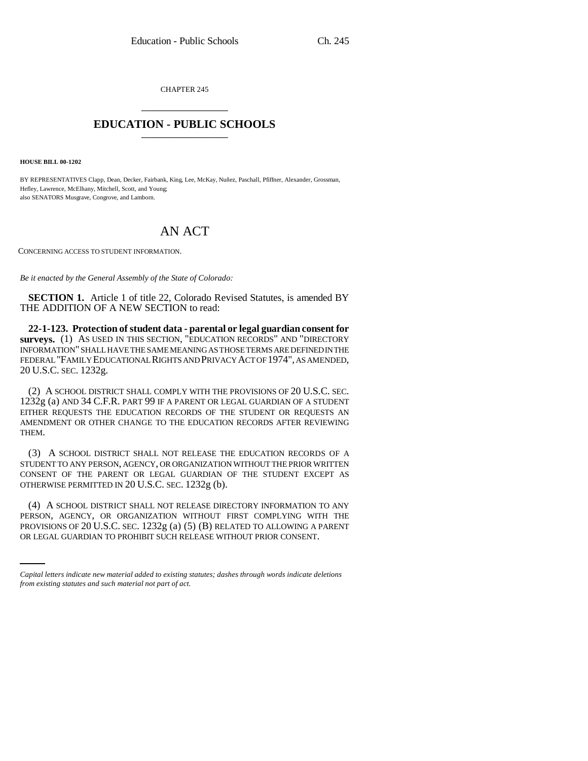CHAPTER 245

# EDUCATION - PUBLIC SCHOOLS

**HOUSE BILL 00-1202**

BY REPRESENTATIVES Clapp, Dean, Decker, Fairbank, King, Lee, McKay, Nuñez, Paschall, Pfiffner, Alexander, Grossman, Hefley, Lawrence, McElhany, Mitchell, Scott, and Young;
also SENATORS Musgrave, Congrove, and Lamborn.

# AN ACT

CONCERNING ACCESS TO STUDENT INFORMATION.

*Be it enacted by the General Assembly of the State of Colorado:*

**SECTION 1.** Article 1 of title 22, Colorado Revised Statutes, is amended BY THE ADDITION OF A NEW SECTION to read:

**22-1-123. Protection of student data - parental or legal guardian consent for surveys.** (1) AS USED IN THIS SECTION, "EDUCATION RECORDS" AND "DIRECTORY INFORMATION" SHALL HAVE THE SAME MEANING AS THOSE TERMS ARE DEFINED IN THE FEDERAL "FAMILY EDUCATIONAL RIGHTS AND PRIVACY ACT OF 1974", AS AMENDED, 20 U.S.C. SEC. 1232g.

(2) A SCHOOL DISTRICT SHALL COMPLY WITH THE PROVISIONS OF 20 U.S.C. SEC. 1232g (a) AND 34 C.F.R. PART 99 IF A PARENT OR LEGAL GUARDIAN OF A STUDENT EITHER REQUESTS THE EDUCATION RECORDS OF THE STUDENT OR REQUESTS AN AMENDMENT OR OTHER CHANGE TO THE EDUCATION RECORDS AFTER REVIEWING THEM.

(3) A SCHOOL DISTRICT SHALL NOT RELEASE THE EDUCATION RECORDS OF A STUDENT TO ANY PERSON, AGENCY, OR ORGANIZATION WITHOUT THE PRIOR WRITTEN CONSENT OF THE PARENT OR LEGAL GUARDIAN OF THE STUDENT EXCEPT AS OTHERWISE PERMITTED IN 20 U.S.C. SEC. 1232g (b).

(4) A SCHOOL DISTRICT SHALL NOT RELEASE DIRECTORY INFORMATION TO ANY PERSON, AGENCY, OR ORGANIZATION WITHOUT FIRST COMPLYING WITH THE PROVISIONS OF 20 U.S.C. SEC. 1232g (a) (5) (B) RELATED TO ALLOWING A PARENT OR LEGAL GUARDIAN TO PROHIBIT SUCH RELEASE WITHOUT PRIOR CONSENT.

*Capital letters indicate new material added to existing statutes; dashes through words indicate deletions from existing statutes and such material not part of act.*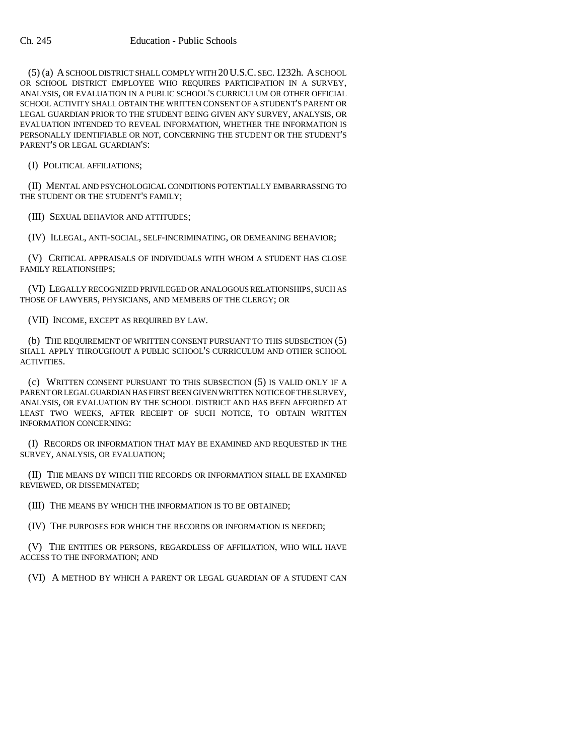(5) (a) A SCHOOL DISTRICT SHALL COMPLY WITH 20 U.S.C. SEC. 1232h. A SCHOOL OR SCHOOL DISTRICT EMPLOYEE WHO REQUIRES PARTICIPATION IN A SURVEY, ANALYSIS, OR EVALUATION IN A PUBLIC SCHOOL'S CURRICULUM OR OTHER OFFICIAL SCHOOL ACTIVITY SHALL OBTAIN THE WRITTEN CONSENT OF A STUDENT'S PARENT OR LEGAL GUARDIAN PRIOR TO THE STUDENT BEING GIVEN ANY SURVEY, ANALYSIS, OR EVALUATION INTENDED TO REVEAL INFORMATION, WHETHER THE INFORMATION IS PERSONALLY IDENTIFIABLE OR NOT, CONCERNING THE STUDENT OR THE STUDENT'S PARENT'S OR LEGAL GUARDIAN'S:

(I) POLITICAL AFFILIATIONS;

(II) MENTAL AND PSYCHOLOGICAL CONDITIONS POTENTIALLY EMBARRASSING TO THE STUDENT OR THE STUDENT'S FAMILY;

(III) SEXUAL BEHAVIOR AND ATTITUDES;

(IV) ILLEGAL, ANTI-SOCIAL, SELF-INCRIMINATING, OR DEMEANING BEHAVIOR;

(V) CRITICAL APPRAISALS OF INDIVIDUALS WITH WHOM A STUDENT HAS CLOSE FAMILY RELATIONSHIPS;

(VI) LEGALLY RECOGNIZED PRIVILEGED OR ANALOGOUS RELATIONSHIPS, SUCH AS THOSE OF LAWYERS, PHYSICIANS, AND MEMBERS OF THE CLERGY; OR

(VII) INCOME, EXCEPT AS REQUIRED BY LAW.

(b) THE REQUIREMENT OF WRITTEN CONSENT PURSUANT TO THIS SUBSECTION (5) SHALL APPLY THROUGHOUT A PUBLIC SCHOOL'S CURRICULUM AND OTHER SCHOOL ACTIVITIES.

(c) WRITTEN CONSENT PURSUANT TO THIS SUBSECTION (5) IS VALID ONLY IF A PARENT OR LEGAL GUARDIAN HAS FIRST BEEN GIVEN WRITTEN NOTICE OF THE SURVEY, ANALYSIS, OR EVALUATION BY THE SCHOOL DISTRICT AND HAS BEEN AFFORDED AT LEAST TWO WEEKS, AFTER RECEIPT OF SUCH NOTICE, TO OBTAIN WRITTEN INFORMATION CONCERNING:

(I) RECORDS OR INFORMATION THAT MAY BE EXAMINED AND REQUESTED IN THE SURVEY, ANALYSIS, OR EVALUATION;

(II) THE MEANS BY WHICH THE RECORDS OR INFORMATION SHALL BE EXAMINED REVIEWED, OR DISSEMINATED;

(III) THE MEANS BY WHICH THE INFORMATION IS TO BE OBTAINED;

(IV) THE PURPOSES FOR WHICH THE RECORDS OR INFORMATION IS NEEDED;

(V) THE ENTITIES OR PERSONS, REGARDLESS OF AFFILIATION, WHO WILL HAVE ACCESS TO THE INFORMATION; AND

(VI) A METHOD BY WHICH A PARENT OR LEGAL GUARDIAN OF A STUDENT CAN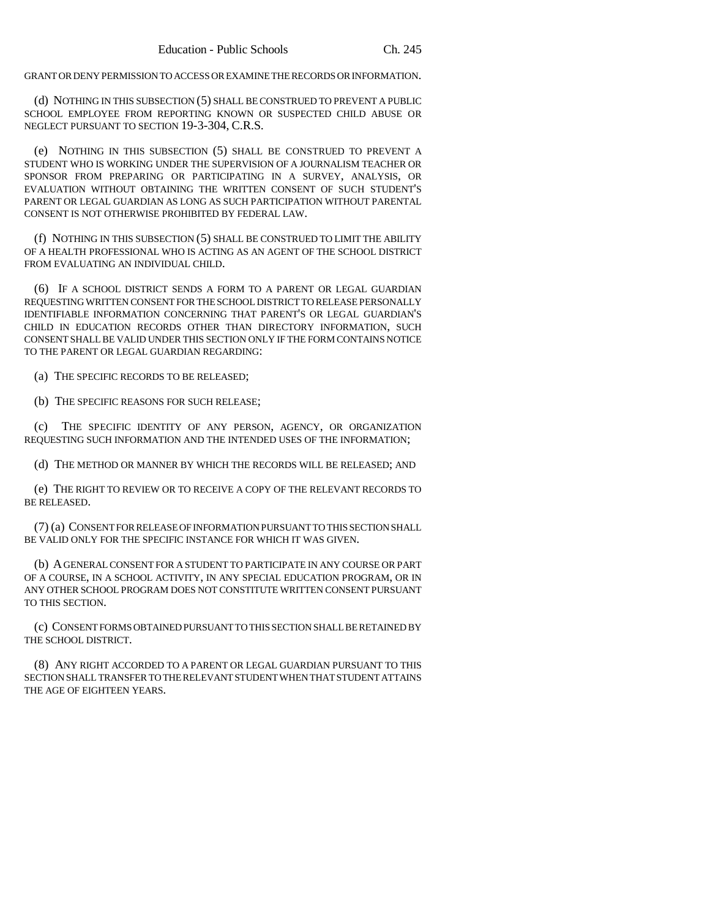GRANT OR DENY PERMISSION TO ACCESS OR EXAMINE THE RECORDS OR INFORMATION.

(d) NOTHING IN THIS SUBSECTION (5) SHALL BE CONSTRUED TO PREVENT A PUBLIC SCHOOL EMPLOYEE FROM REPORTING KNOWN OR SUSPECTED CHILD ABUSE OR NEGLECT PURSUANT TO SECTION 19-3-304, C.R.S.

(e) NOTHING IN THIS SUBSECTION (5) SHALL BE CONSTRUED TO PREVENT A STUDENT WHO IS WORKING UNDER THE SUPERVISION OF A JOURNALISM TEACHER OR SPONSOR FROM PREPARING OR PARTICIPATING IN A SURVEY, ANALYSIS, OR EVALUATION WITHOUT OBTAINING THE WRITTEN CONSENT OF SUCH STUDENT'S PARENT OR LEGAL GUARDIAN AS LONG AS SUCH PARTICIPATION WITHOUT PARENTAL CONSENT IS NOT OTHERWISE PROHIBITED BY FEDERAL LAW.

(f) NOTHING IN THIS SUBSECTION (5) SHALL BE CONSTRUED TO LIMIT THE ABILITY OF A HEALTH PROFESSIONAL WHO IS ACTING AS AN AGENT OF THE SCHOOL DISTRICT FROM EVALUATING AN INDIVIDUAL CHILD.

(6) IF A SCHOOL DISTRICT SENDS A FORM TO A PARENT OR LEGAL GUARDIAN REQUESTING WRITTEN CONSENT FOR THE SCHOOL DISTRICT TO RELEASE PERSONALLY IDENTIFIABLE INFORMATION CONCERNING THAT PARENT'S OR LEGAL GUARDIAN'S CHILD IN EDUCATION RECORDS OTHER THAN DIRECTORY INFORMATION, SUCH CONSENT SHALL BE VALID UNDER THIS SECTION ONLY IF THE FORM CONTAINS NOTICE TO THE PARENT OR LEGAL GUARDIAN REGARDING:

(a) THE SPECIFIC RECORDS TO BE RELEASED;

(b) THE SPECIFIC REASONS FOR SUCH RELEASE;

(c) THE SPECIFIC IDENTITY OF ANY PERSON, AGENCY, OR ORGANIZATION REQUESTING SUCH INFORMATION AND THE INTENDED USES OF THE INFORMATION;

(d) THE METHOD OR MANNER BY WHICH THE RECORDS WILL BE RELEASED; AND

(e) THE RIGHT TO REVIEW OR TO RECEIVE A COPY OF THE RELEVANT RECORDS TO BE RELEASED.

(7) (a) CONSENT FOR RELEASE OF INFORMATION PURSUANT TO THIS SECTION SHALL BE VALID ONLY FOR THE SPECIFIC INSTANCE FOR WHICH IT WAS GIVEN.

(b) A GENERAL CONSENT FOR A STUDENT TO PARTICIPATE IN ANY COURSE OR PART OF A COURSE, IN A SCHOOL ACTIVITY, IN ANY SPECIAL EDUCATION PROGRAM, OR IN ANY OTHER SCHOOL PROGRAM DOES NOT CONSTITUTE WRITTEN CONSENT PURSUANT TO THIS SECTION.

(c) CONSENT FORMS OBTAINED PURSUANT TO THIS SECTION SHALL BE RETAINED BY THE SCHOOL DISTRICT.

(8) ANY RIGHT ACCORDED TO A PARENT OR LEGAL GUARDIAN PURSUANT TO THIS SECTION SHALL TRANSFER TO THE RELEVANT STUDENT WHEN THAT STUDENT ATTAINS THE AGE OF EIGHTEEN YEARS.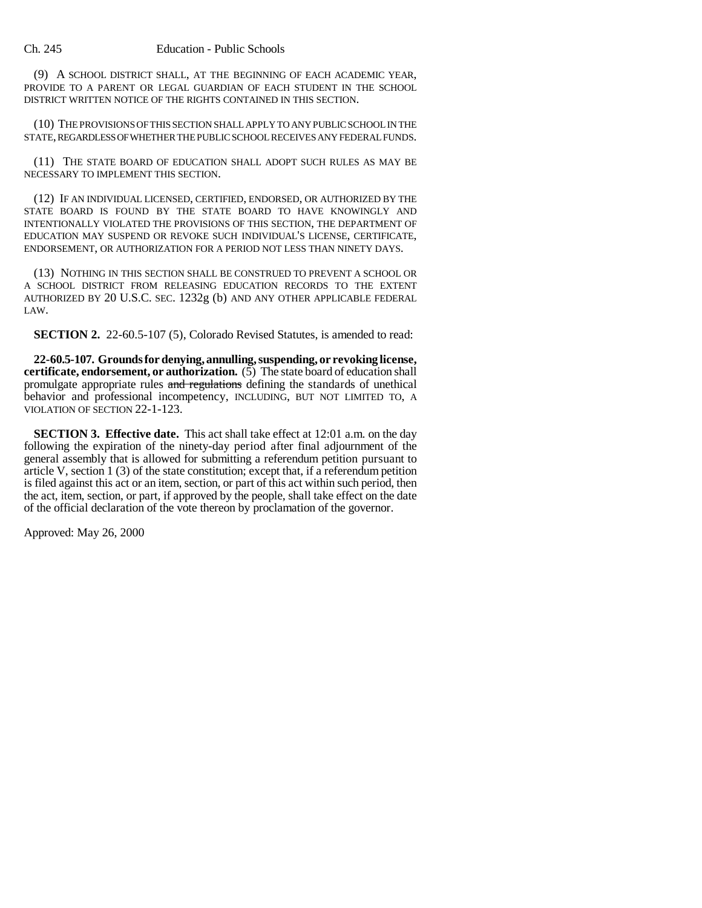(9) A SCHOOL DISTRICT SHALL, AT THE BEGINNING OF EACH ACADEMIC YEAR, PROVIDE TO A PARENT OR LEGAL GUARDIAN OF EACH STUDENT IN THE SCHOOL DISTRICT WRITTEN NOTICE OF THE RIGHTS CONTAINED IN THIS SECTION.

(10) THE PROVISIONS OF THIS SECTION SHALL APPLY TO ANY PUBLIC SCHOOL IN THE STATE, REGARDLESS OF WHETHER THE PUBLIC SCHOOL RECEIVES ANY FEDERAL FUNDS.

(11) THE STATE BOARD OF EDUCATION SHALL ADOPT SUCH RULES AS MAY BE NECESSARY TO IMPLEMENT THIS SECTION.

(12) IF AN INDIVIDUAL LICENSED, CERTIFIED, ENDORSED, OR AUTHORIZED BY THE STATE BOARD IS FOUND BY THE STATE BOARD TO HAVE KNOWINGLY AND INTENTIONALLY VIOLATED THE PROVISIONS OF THIS SECTION, THE DEPARTMENT OF EDUCATION MAY SUSPEND OR REVOKE SUCH INDIVIDUAL'S LICENSE, CERTIFICATE, ENDORSEMENT, OR AUTHORIZATION FOR A PERIOD NOT LESS THAN NINETY DAYS.

(13) NOTHING IN THIS SECTION SHALL BE CONSTRUED TO PREVENT A SCHOOL OR A SCHOOL DISTRICT FROM RELEASING EDUCATION RECORDS TO THE EXTENT AUTHORIZED BY 20 U.S.C. SEC. 1232g (b) AND ANY OTHER APPLICABLE FEDERAL LAW.

**SECTION 2.** 22-60.5-107 (5), Colorado Revised Statutes, is amended to read:

**22-60.5-107. Grounds for denying, annulling, suspending, or revoking license, certificate, endorsement, or authorization.** (5) The state board of education shall promulgate appropriate rules ~~and regulations~~ defining the standards of unethical behavior and professional incompetency, INCLUDING, BUT NOT LIMITED TO, A VIOLATION OF SECTION 22-1-123.

**SECTION 3. Effective date.** This act shall take effect at 12:01 a.m. on the day following the expiration of the ninety-day period after final adjournment of the general assembly that is allowed for submitting a referendum petition pursuant to article V, section 1 (3) of the state constitution; except that, if a referendum petition is filed against this act or an item, section, or part of this act within such period, then the act, item, section, or part, if approved by the people, shall take effect on the date of the official declaration of the vote thereon by proclamation of the governor.

Approved: May 26, 2000